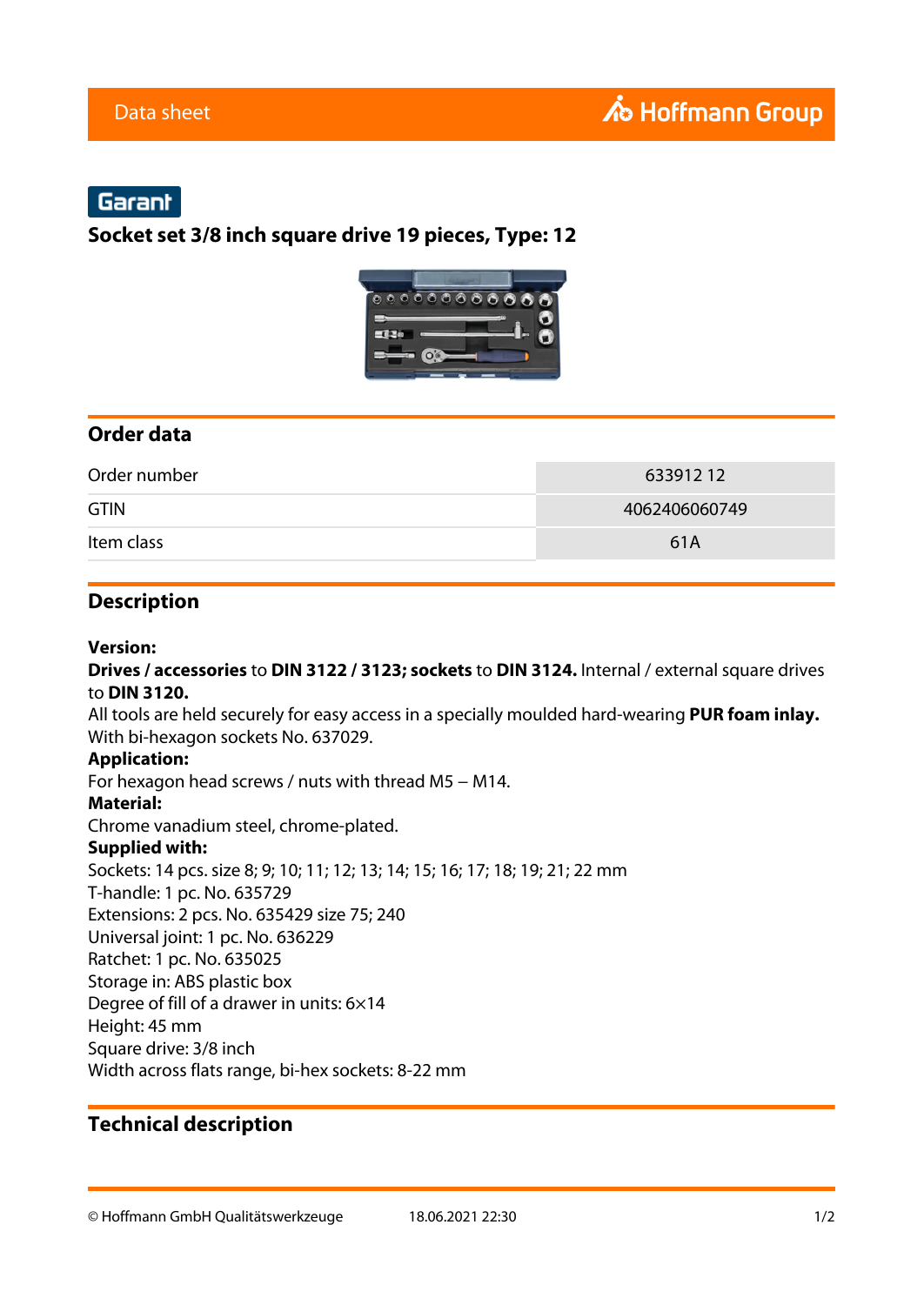Data sheet

Hoffmann Group

Garant

# Socket set 3/8 inch square drive 19 pieces, Type: 12

## Order data

| | |
|---|---|
| Order number | 633912 12 |
| GTIN | 4062406060749 |
| Item class | 61A |

## Description

**Version:**
**Drives / accessories** to **DIN 3122 / 3123; sockets** to **DIN 3124.** Internal / external square drives to **DIN 3120.**
All tools are held securely for easy access in a specially moulded hard-wearing **PUR foam inlay.**
With bi-hexagon sockets No. 637029.
**Application:**
For hexagon head screws / nuts with thread M5 – M14.
**Material:**
Chrome vanadium steel, chrome-plated.
**Supplied with:**
Sockets: 14 pcs. size 8; 9; 10; 11; 12; 13; 14; 15; 16; 17; 18; 19; 21; 22 mm
T-handle: 1 pc. No. 635729
Extensions: 2 pcs. No. 635429 size 75; 240
Universal joint: 1 pc. No. 636229
Ratchet: 1 pc. No. 635025
Storage in: ABS plastic box
Degree of fill of a drawer in units: 6×14
Height: 45 mm
Square drive: 3/8 inch
Width across flats range, bi-hex sockets: 8-22 mm

## Technical description

© Hoffmann GmbH Qualitätswerkzeuge 18.06.2021 22:30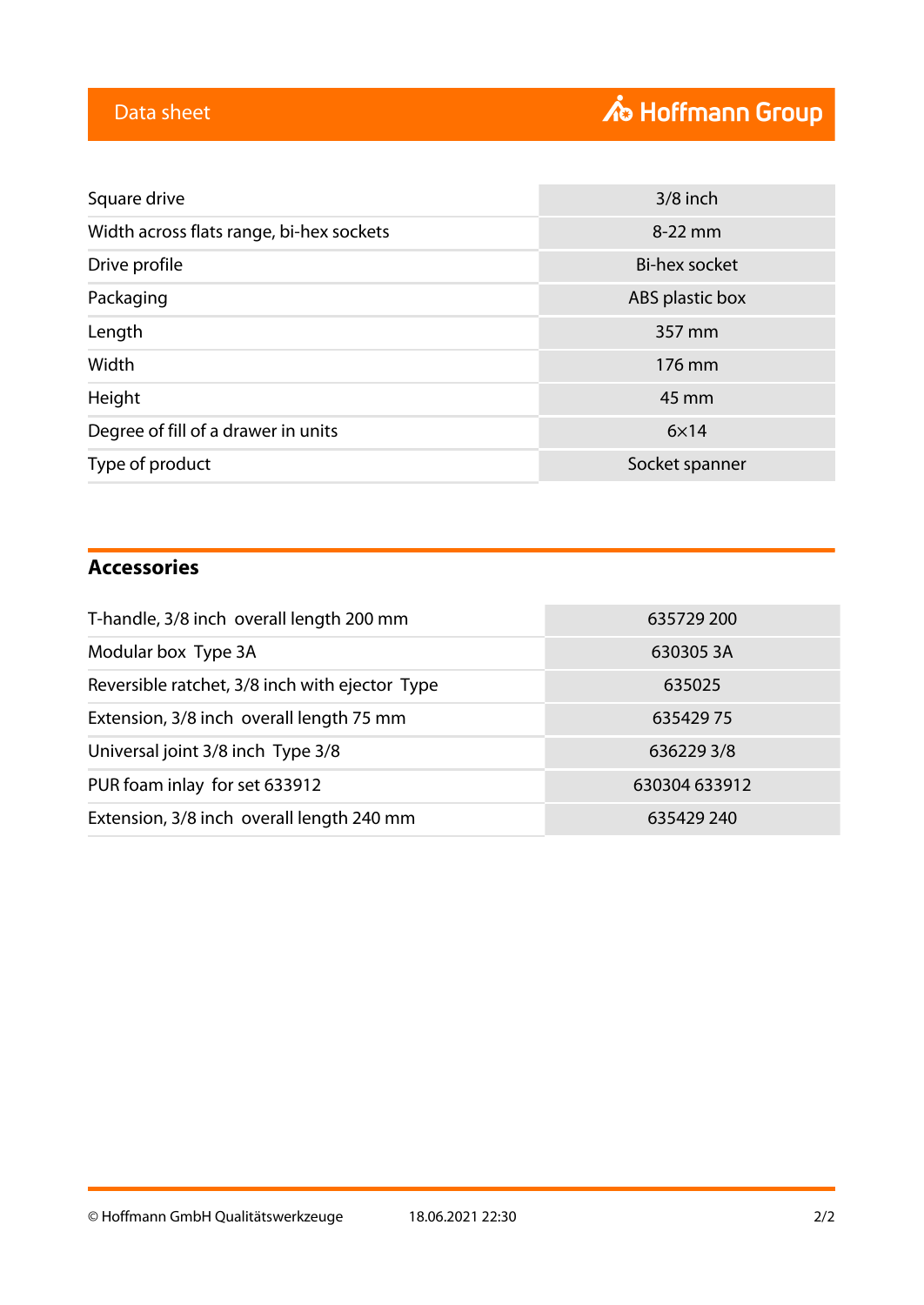| | |
|---|---|
| Square drive | 3/8 inch |
| Width across flats range, bi-hex sockets | 8-22 mm |
| Drive profile | Bi-hex socket |
| Packaging | ABS plastic box |
| Length | 357 mm |
| Width | 176 mm |
| Height | 45 mm |
| Degree of fill of a drawer in units | 6×14 |
| Type of product | Socket spanner |

## Accessories

| | |
|---|---|
| T-handle, 3/8 inch  overall length 200 mm | 635729 200 |
| Modular box  Type 3A | 630305 3A |
| Reversible ratchet, 3/8 inch with ejector  Type | 635025 |
| Extension, 3/8 inch  overall length 75 mm | 635429 75 |
| Universal joint 3/8 inch  Type 3/8 | 636229 3/8 |
| PUR foam inlay  for set 633912 | 630304 633912 |
| Extension, 3/8 inch  overall length 240 mm | 635429 240 |